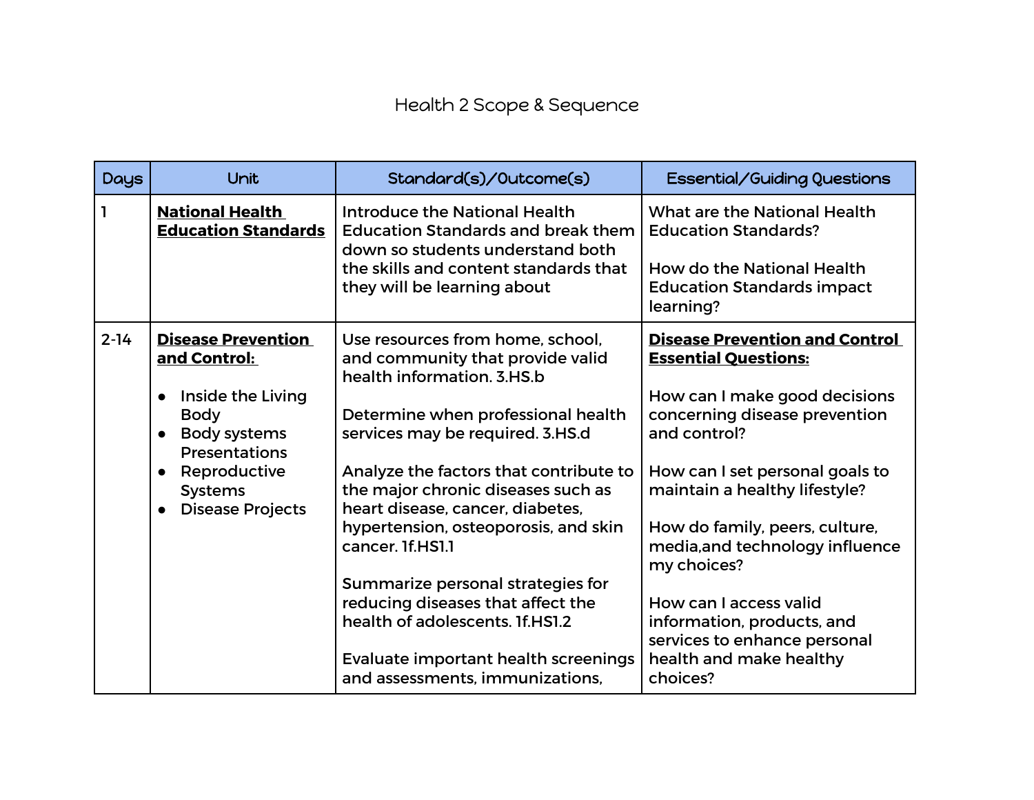# Health 2 Scope & Sequence

| Days | Unit | Standard(s)/Outcome(s) | Essential/Guiding Questions |
|---|---|---|---|
| 1 | **National Health Education Standards** | Introduce the National Health Education Standards and break them down so students understand both the skills and content standards that they will be learning about | What are the National Health Education Standards?<br><br>How do the National Health Education Standards impact learning? |
| 2-14 | **Disease Prevention and Control:**<br><br>• Inside the Living Body<br>• Body systems Presentations<br>• Reproductive Systems<br>• Disease Projects | Use resources from home, school, and community that provide valid health information. 3.HS.b<br><br>Determine when professional health services may be required. 3.HS.d<br><br>Analyze the factors that contribute to the major chronic diseases such as heart disease, cancer, diabetes, hypertension, osteoporosis, and skin cancer. 1f.HS1.1<br><br>Summarize personal strategies for reducing diseases that affect the health of adolescents. 1f.HS1.2<br><br>Evaluate important health screenings and assessments, immunizations, | **Disease Prevention and Control Essential Questions:**<br><br>How can I make good decisions concerning disease prevention and control?<br><br>How can I set personal goals to maintain a healthy lifestyle?<br><br>How do family, peers, culture, media,and technology influence my choices?<br><br>How can I access valid information, products, and services to enhance personal health and make healthy choices? |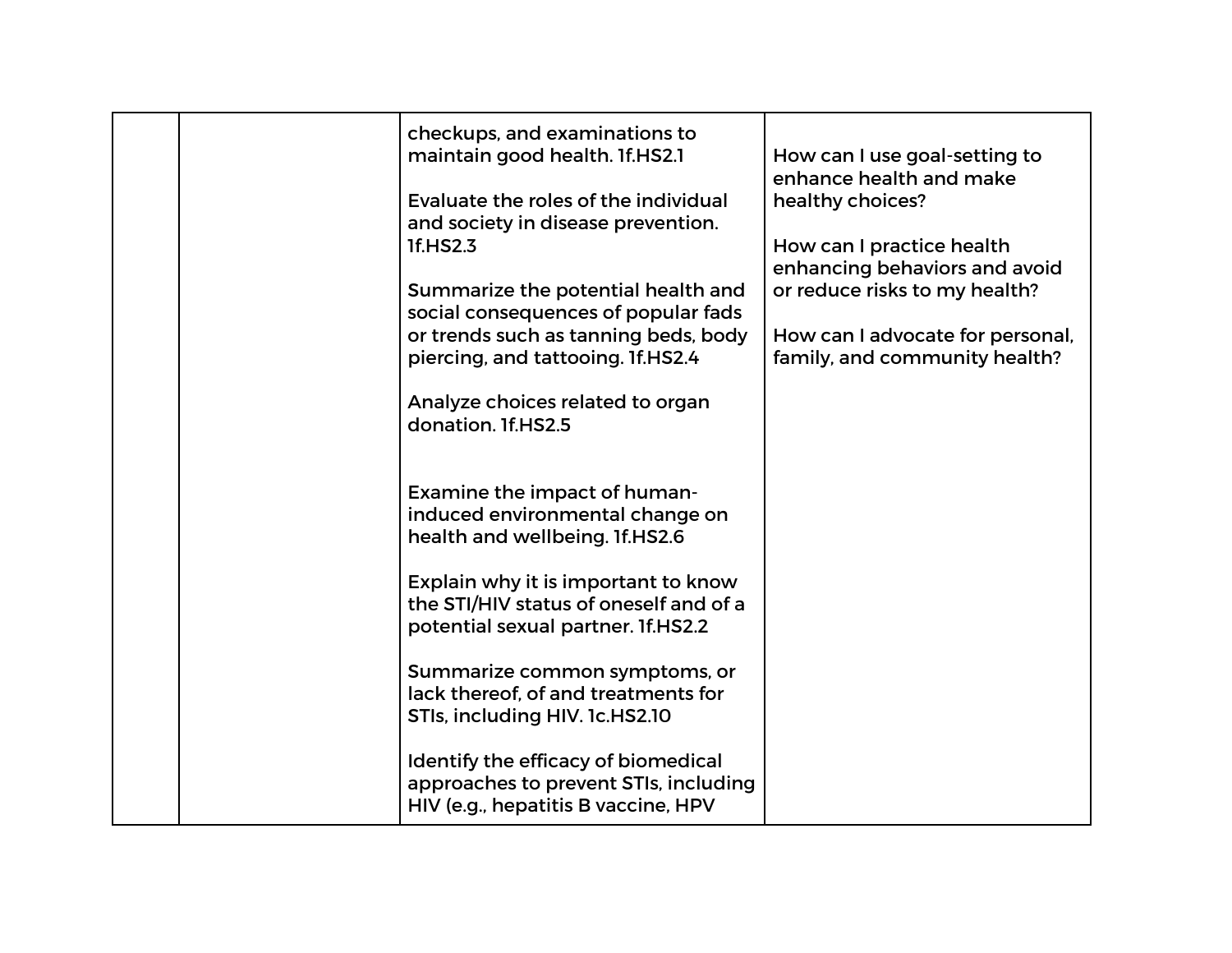| | | | |
|---|---|---|---|
| | | checkups, and examinations to maintain good health. 1f.HS2.1<br><br>Evaluate the roles of the individual and society in disease prevention. 1f.HS2.3<br><br>Summarize the potential health and social consequences of popular fads or trends such as tanning beds, body piercing, and tattooing. 1f.HS2.4<br><br>Analyze choices related to organ donation. 1f.HS2.5<br><br>Examine the impact of human-induced environmental change on health and wellbeing. 1f.HS2.6<br><br>Explain why it is important to know the STI/HIV status of oneself and of a potential sexual partner. 1f.HS2.2<br><br>Summarize common symptoms, or lack thereof, of and treatments for STIs, including HIV. 1c.HS2.10<br><br>Identify the efficacy of biomedical approaches to prevent STIs, including HIV (e.g., hepatitis B vaccine, HPV | How can I use goal-setting to enhance health and make healthy choices?<br><br>How can I practice health enhancing behaviors and avoid or reduce risks to my health?<br><br>How can I advocate for personal, family, and community health? |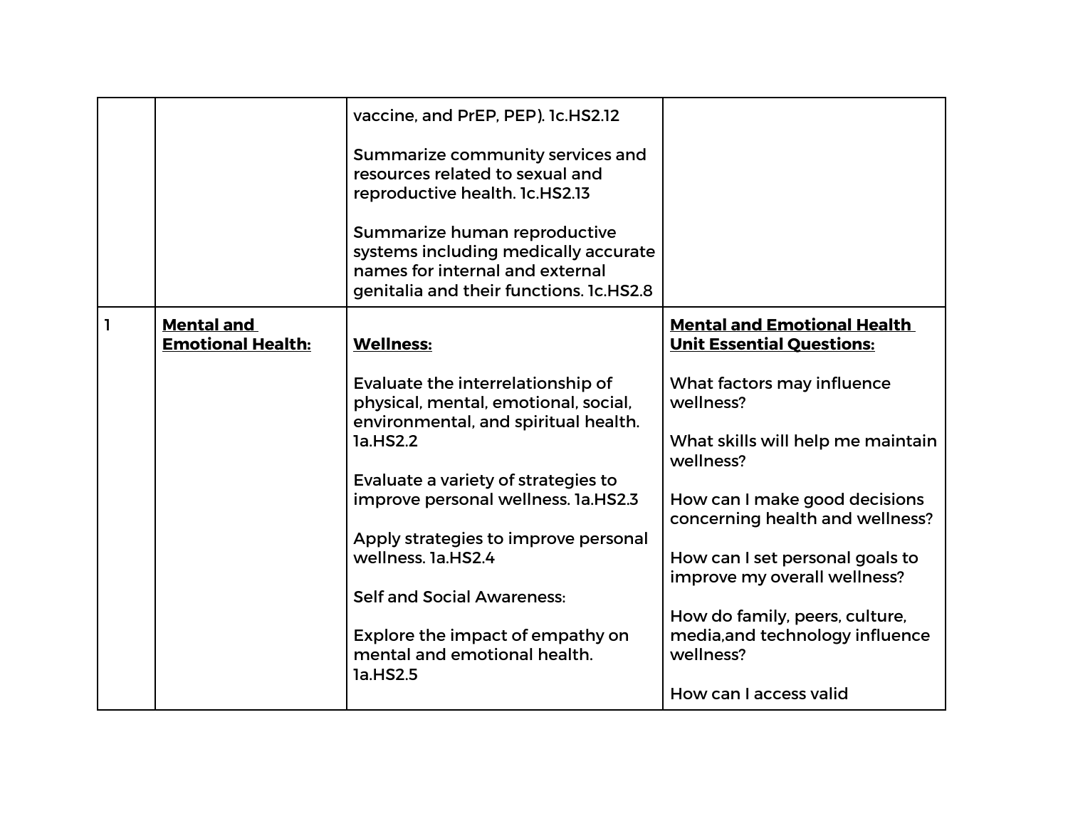| | | | |
|---|---|---|---|
| | | vaccine, and PrEP, PEP). 1c.HS2.12<br><br>Summarize community services and resources related to sexual and reproductive health. 1c.HS2.13<br><br>Summarize human reproductive systems including medically accurate names for internal and external genitalia and their functions. 1c.HS2.8 | |
| 1 | **<u>Mental and Emotional Health:</u>** | **<u>Wellness:</u>**<br><br>Evaluate the interrelationship of physical, mental, emotional, social, environmental, and spiritual health. 1a.HS2.2<br><br>Evaluate a variety of strategies to improve personal wellness. 1a.HS2.3<br><br>Apply strategies to improve personal wellness. 1a.HS2.4<br><br>Self and Social Awareness:<br><br>Explore the impact of empathy on mental and emotional health. 1a.HS2.5 | **<u>Mental and Emotional Health Unit Essential Questions:</u>**<br><br>What factors may influence wellness?<br><br>What skills will help me maintain wellness?<br><br>How can I make good decisions concerning health and wellness?<br><br>How can I set personal goals to improve my overall wellness?<br><br>How do family, peers, culture, media,and technology influence wellness?<br><br>How can I access valid |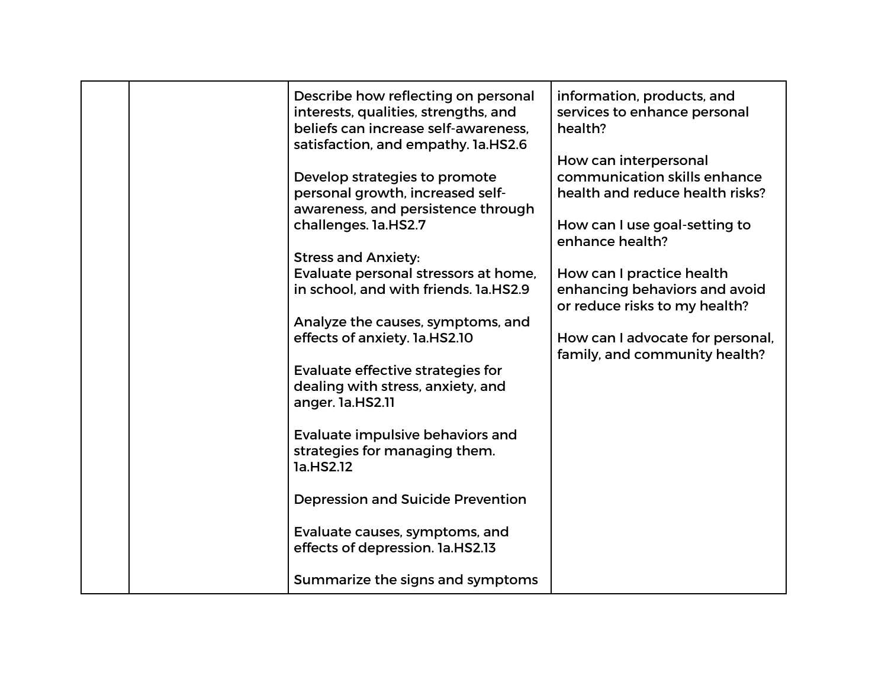| | | | |
|---|---|---|---|
| | | Describe how reflecting on personal interests, qualities, strengths, and beliefs can increase self-awareness, satisfaction, and empathy. 1a.HS2.6<br><br>Develop strategies to promote personal growth, increased self-awareness, and persistence through challenges. 1a.HS2.7<br><br>Stress and Anxiety:<br>Evaluate personal stressors at home, in school, and with friends. 1a.HS2.9<br><br>Analyze the causes, symptoms, and effects of anxiety. 1a.HS2.10<br><br>Evaluate effective strategies for dealing with stress, anxiety, and anger. 1a.HS2.11<br><br>Evaluate impulsive behaviors and strategies for managing them. 1a.HS2.12<br><br>Depression and Suicide Prevention<br><br>Evaluate causes, symptoms, and effects of depression. 1a.HS2.13<br><br>Summarize the signs and symptoms | information, products, and services to enhance personal health?<br><br>How can interpersonal communication skills enhance health and reduce health risks?<br><br>How can I use goal-setting to enhance health?<br><br>How can I practice health enhancing behaviors and avoid or reduce risks to my health?<br><br>How can I advocate for personal, family, and community health? |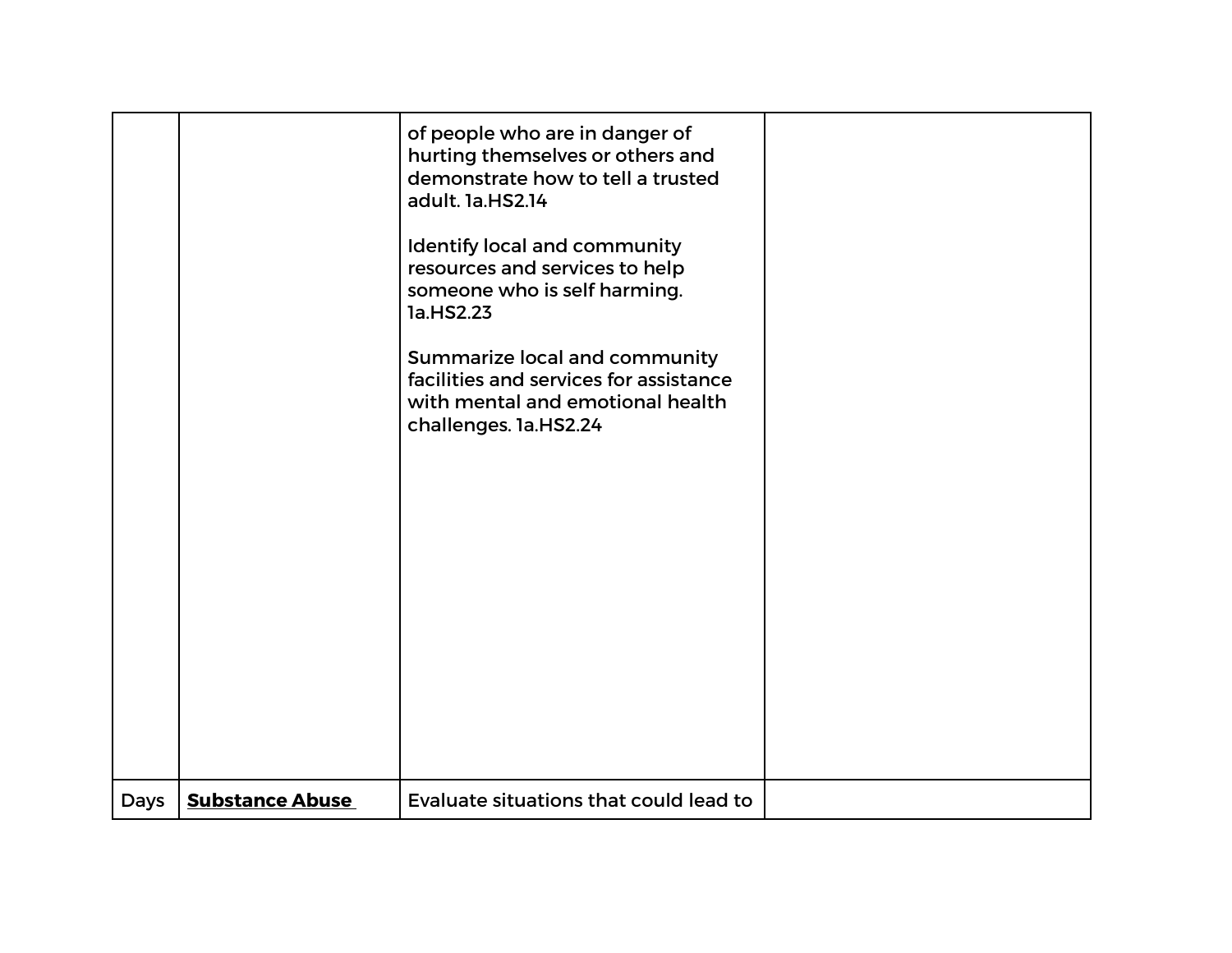| | | | |
|---|---|---|---|
| | | of people who are in danger of hurting themselves or others and demonstrate how to tell a trusted adult. 1a.HS2.14<br><br>Identify local and community resources and services to help someone who is self harming. 1a.HS2.23<br><br>Summarize local and community facilities and services for assistance with mental and emotional health challenges. 1a.HS2.24 | |
| Days | **Substance Abuse** | Evaluate situations that could lead to | |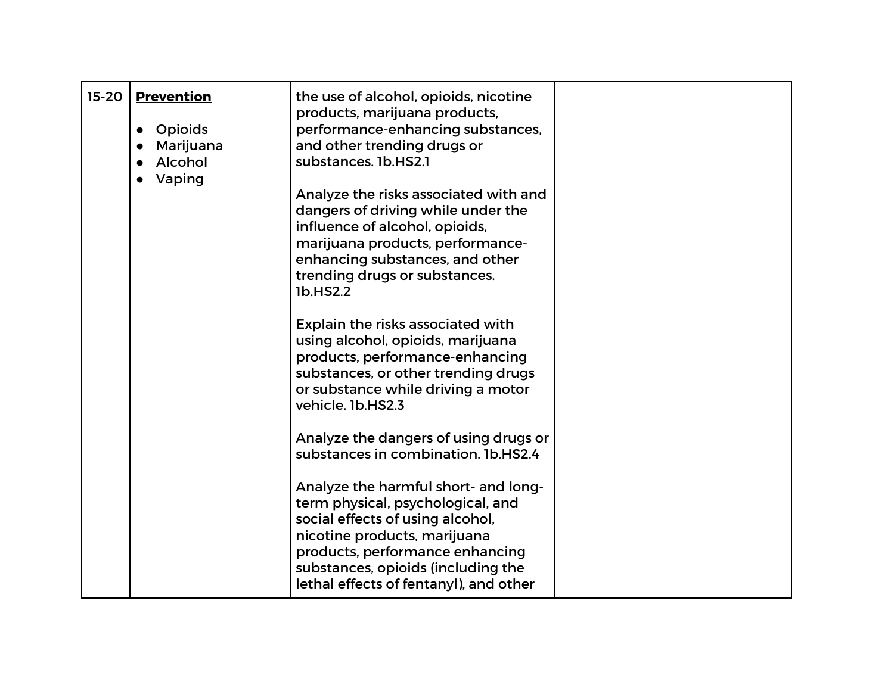| | | | |
|---|---|---|---|
| 15-20 | **Prevention**<br><br>● Opioids<br>● Marijuana<br>● Alcohol<br>● Vaping | the use of alcohol, opioids, nicotine products, marijuana products, performance-enhancing substances, and other trending drugs or substances. 1b.HS2.1<br><br>Analyze the risks associated with and dangers of driving while under the influence of alcohol, opioids, marijuana products, performance-enhancing substances, and other trending drugs or substances. 1b.HS2.2<br><br>Explain the risks associated with using alcohol, opioids, marijuana products, performance-enhancing substances, or other trending drugs or substance while driving a motor vehicle. 1b.HS2.3<br><br>Analyze the dangers of using drugs or substances in combination. 1b.HS2.4<br><br>Analyze the harmful short- and long-term physical, psychological, and social effects of using alcohol, nicotine products, marijuana products, performance enhancing substances, opioids (including the lethal effects of fentanyl), and other | |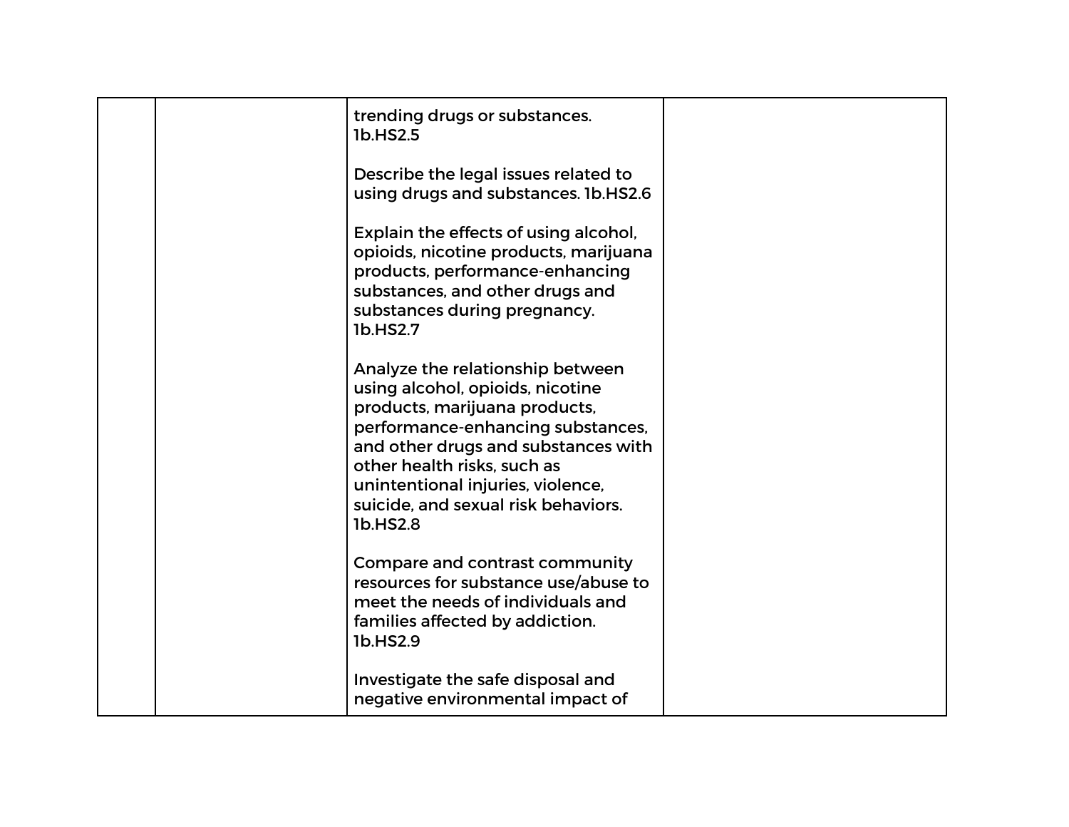| | | | |
|---|---|---|---|
| | | trending drugs or substances. 1b.HS2.5<br><br>Describe the legal issues related to using drugs and substances. 1b.HS2.6<br><br>Explain the effects of using alcohol, opioids, nicotine products, marijuana products, performance-enhancing substances, and other drugs and substances during pregnancy. 1b.HS2.7<br><br>Analyze the relationship between using alcohol, opioids, nicotine products, marijuana products, performance-enhancing substances, and other drugs and substances with other health risks, such as unintentional injuries, violence, suicide, and sexual risk behaviors. 1b.HS2.8<br><br>Compare and contrast community resources for substance use/abuse to meet the needs of individuals and families affected by addiction. 1b.HS2.9<br><br>Investigate the safe disposal and negative environmental impact of | |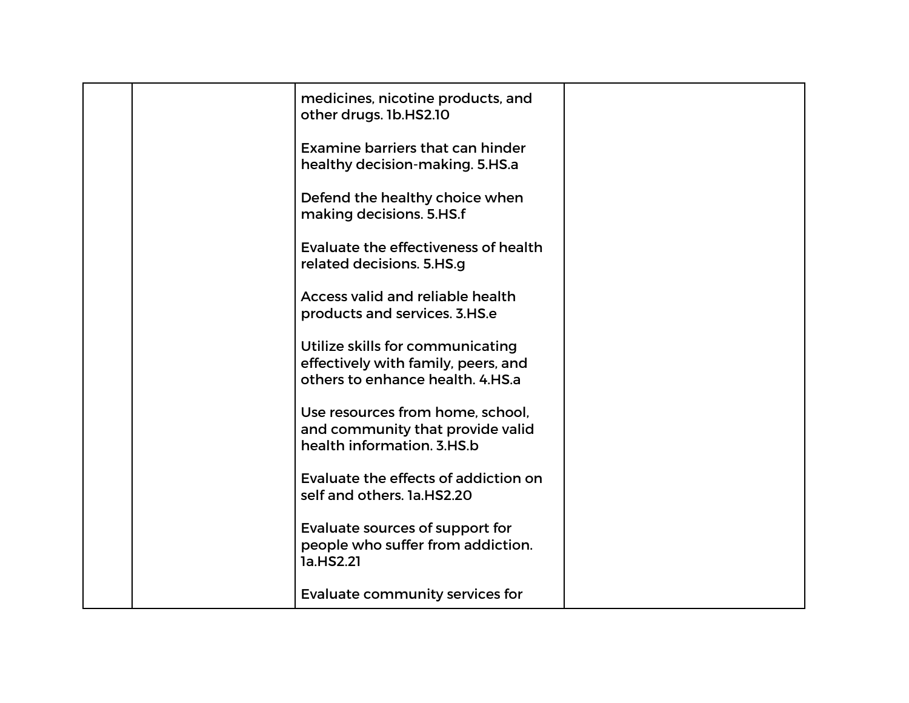| | | | |
|---|---|---|---|
| | | medicines, nicotine products, and other drugs. 1b.HS2.10<br><br>Examine barriers that can hinder healthy decision-making. 5.HS.a<br><br>Defend the healthy choice when making decisions. 5.HS.f<br><br>Evaluate the effectiveness of health related decisions. 5.HS.g<br><br>Access valid and reliable health products and services. 3.HS.e<br><br>Utilize skills for communicating effectively with family, peers, and others to enhance health. 4.HS.a<br><br>Use resources from home, school, and community that provide valid health information. 3.HS.b<br><br>Evaluate the effects of addiction on self and others. 1a.HS2.20<br><br>Evaluate sources of support for people who suffer from addiction. 1a.HS2.21<br><br>Evaluate community services for | |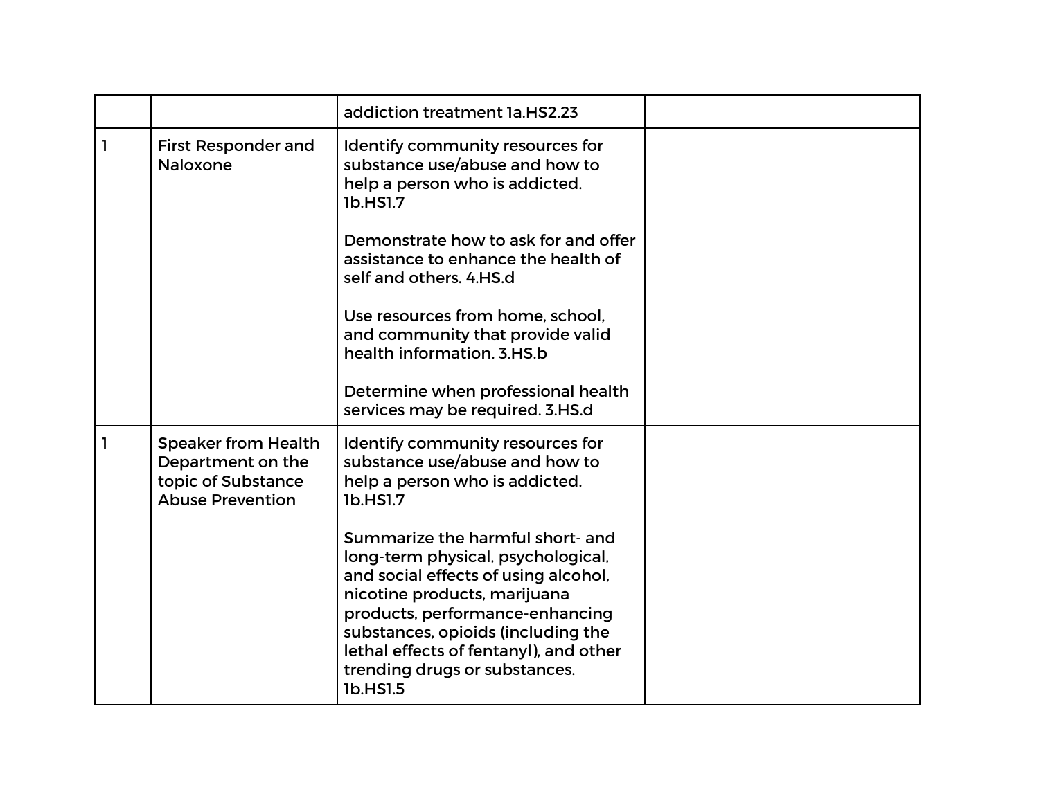| | | | |
|---|---|---|---|
| | | addiction treatment 1a.HS2.23 | |
| 1 | First Responder and Naloxone | Identify community resources for substance use/abuse and how to help a person who is addicted. 1b.HS1.7<br><br>Demonstrate how to ask for and offer assistance to enhance the health of self and others. 4.HS.d<br><br>Use resources from home, school, and community that provide valid health information. 3.HS.b<br><br>Determine when professional health services may be required. 3.HS.d | |
| 1 | Speaker from Health Department on the topic of Substance Abuse Prevention | Identify community resources for substance use/abuse and how to help a person who is addicted. 1b.HS1.7<br><br>Summarize the harmful short- and long-term physical, psychological, and social effects of using alcohol, nicotine products, marijuana products, performance-enhancing substances, opioids (including the lethal effects of fentanyl), and other trending drugs or substances. 1b.HS1.5 | |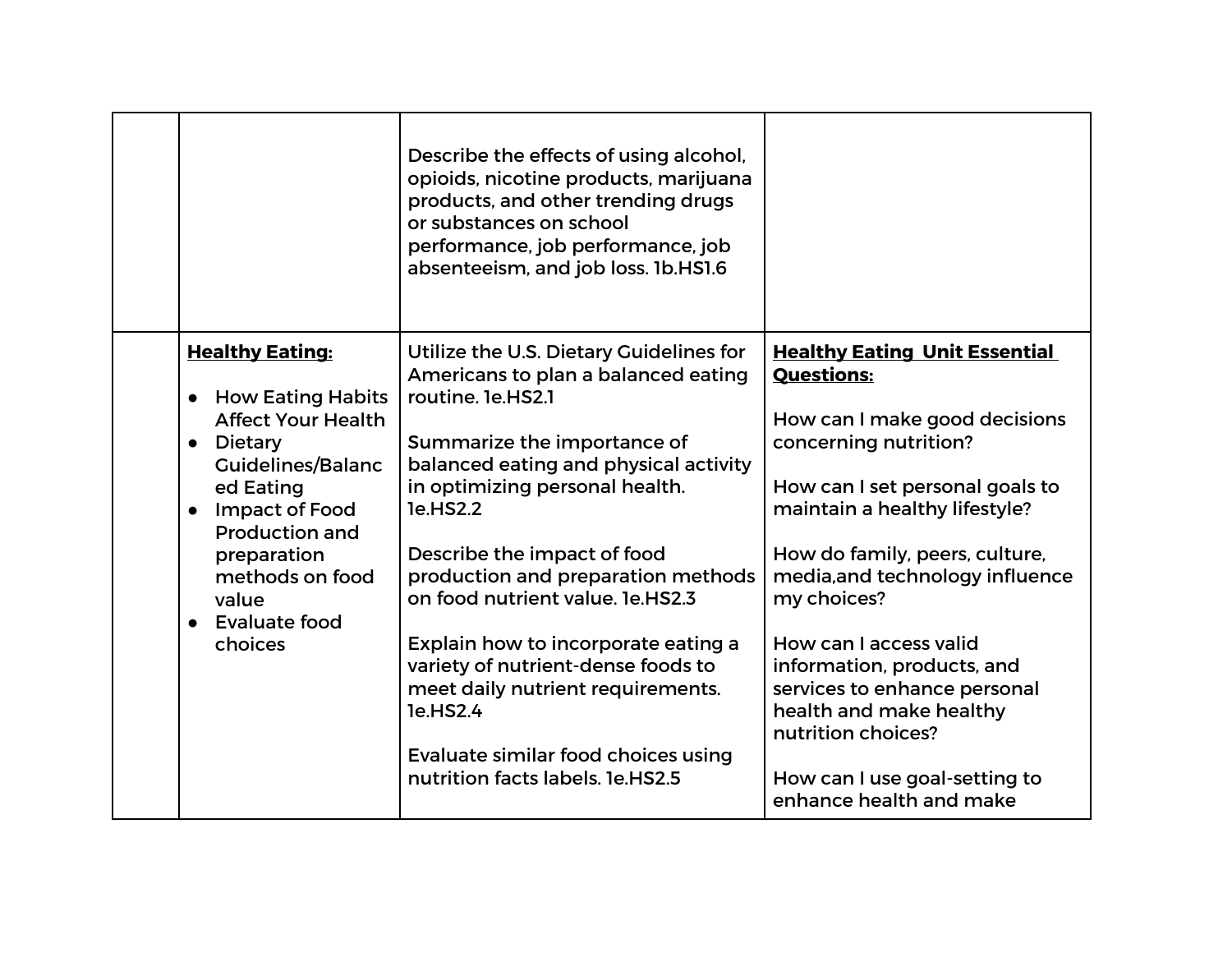| | | | |
|---|---|---|---|
| | | Describe the effects of using alcohol, opioids, nicotine products, marijuana products, and other trending drugs or substances on school performance, job performance, job absenteeism, and job loss. 1b.HS1.6 | |
| | **Healthy Eating:**<br><br>● How Eating Habits Affect Your Health<br>● Dietary Guidelines/Balanced Eating<br>● Impact of Food Production and preparation methods on food value<br>● Evaluate food choices | Utilize the U.S. Dietary Guidelines for Americans to plan a balanced eating routine. 1e.HS2.1<br><br>Summarize the importance of balanced eating and physical activity in optimizing personal health. 1e.HS2.2<br><br>Describe the impact of food production and preparation methods on food nutrient value. 1e.HS2.3<br><br>Explain how to incorporate eating a variety of nutrient-dense foods to meet daily nutrient requirements. 1e.HS2.4<br><br>Evaluate similar food choices using nutrition facts labels. 1e.HS2.5 | **Healthy Eating Unit Essential Questions:**<br><br>How can I make good decisions concerning nutrition?<br><br>How can I set personal goals to maintain a healthy lifestyle?<br><br>How do family, peers, culture, media,and technology influence my choices?<br><br>How can I access valid information, products, and services to enhance personal health and make healthy nutrition choices?<br><br>How can I use goal-setting to enhance health and make |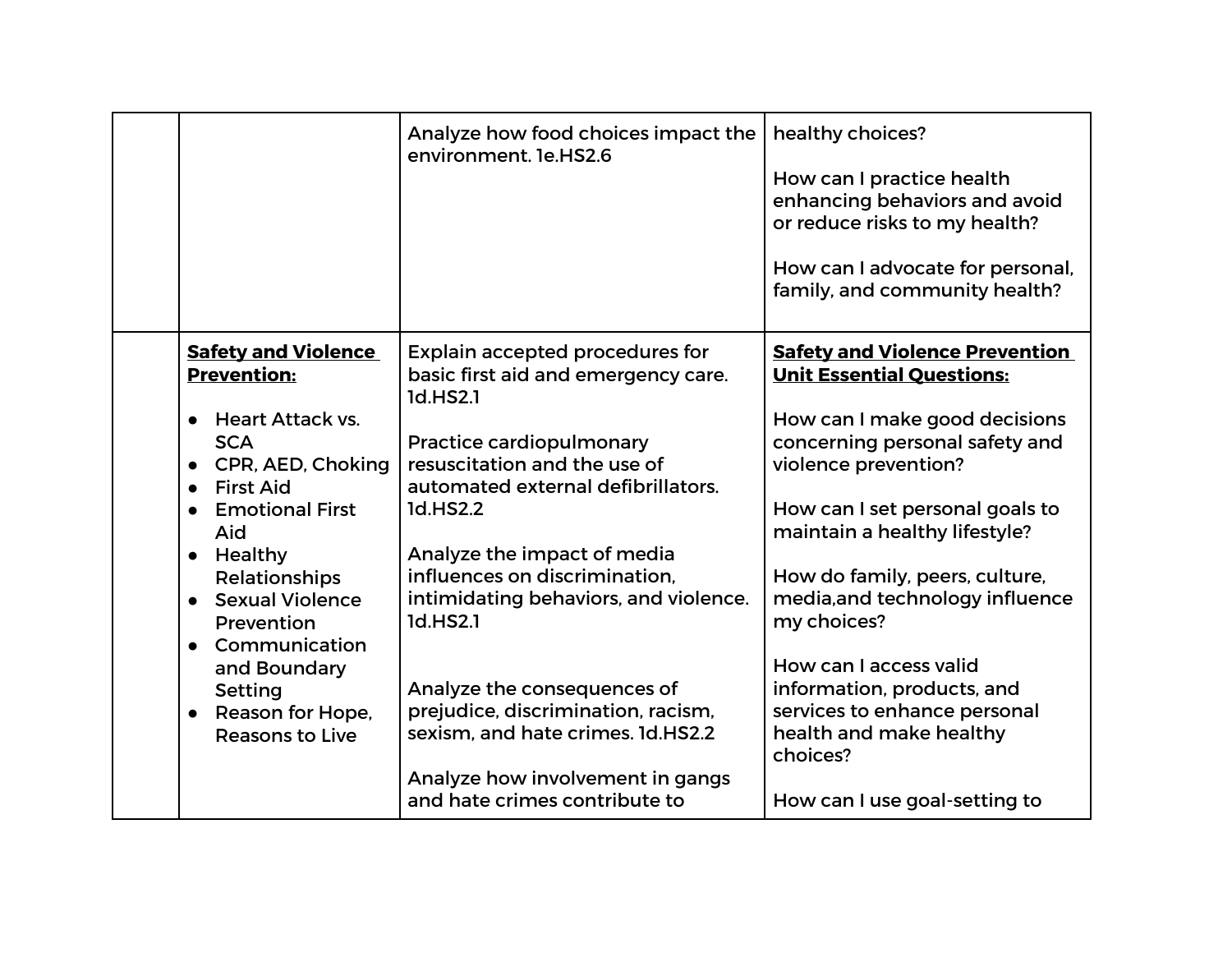| | | | |
|---|---|---|---|
| | | Analyze how food choices impact the environment. 1e.HS2.6 | healthy choices?<br><br>How can I practice health enhancing behaviors and avoid or reduce risks to my health?<br><br>How can I advocate for personal, family, and community health? |
| | **<u>Safety and Violence Prevention:</u>**<br><br>● Heart Attack vs. SCA<br>● CPR, AED, Choking<br>● First Aid<br>● Emotional First Aid<br>● Healthy Relationships<br>● Sexual Violence Prevention<br>● Communication and Boundary Setting<br>● Reason for Hope, Reasons to Live | Explain accepted procedures for basic first aid and emergency care. 1d.HS2.1<br><br>Practice cardiopulmonary resuscitation and the use of automated external defibrillators. 1d.HS2.2<br><br>Analyze the impact of media influences on discrimination, intimidating behaviors, and violence. 1d.HS2.1<br><br>Analyze the consequences of prejudice, discrimination, racism, sexism, and hate crimes. 1d.HS2.2<br><br>Analyze how involvement in gangs and hate crimes contribute to | **<u>Safety and Violence Prevention Unit Essential Questions:</u>**<br><br>How can I make good decisions concerning personal safety and violence prevention?<br><br>How can I set personal goals to maintain a healthy lifestyle?<br><br>How do family, peers, culture, media,and technology influence my choices?<br><br>How can I access valid information, products, and services to enhance personal health and make healthy choices?<br><br>How can I use goal-setting to |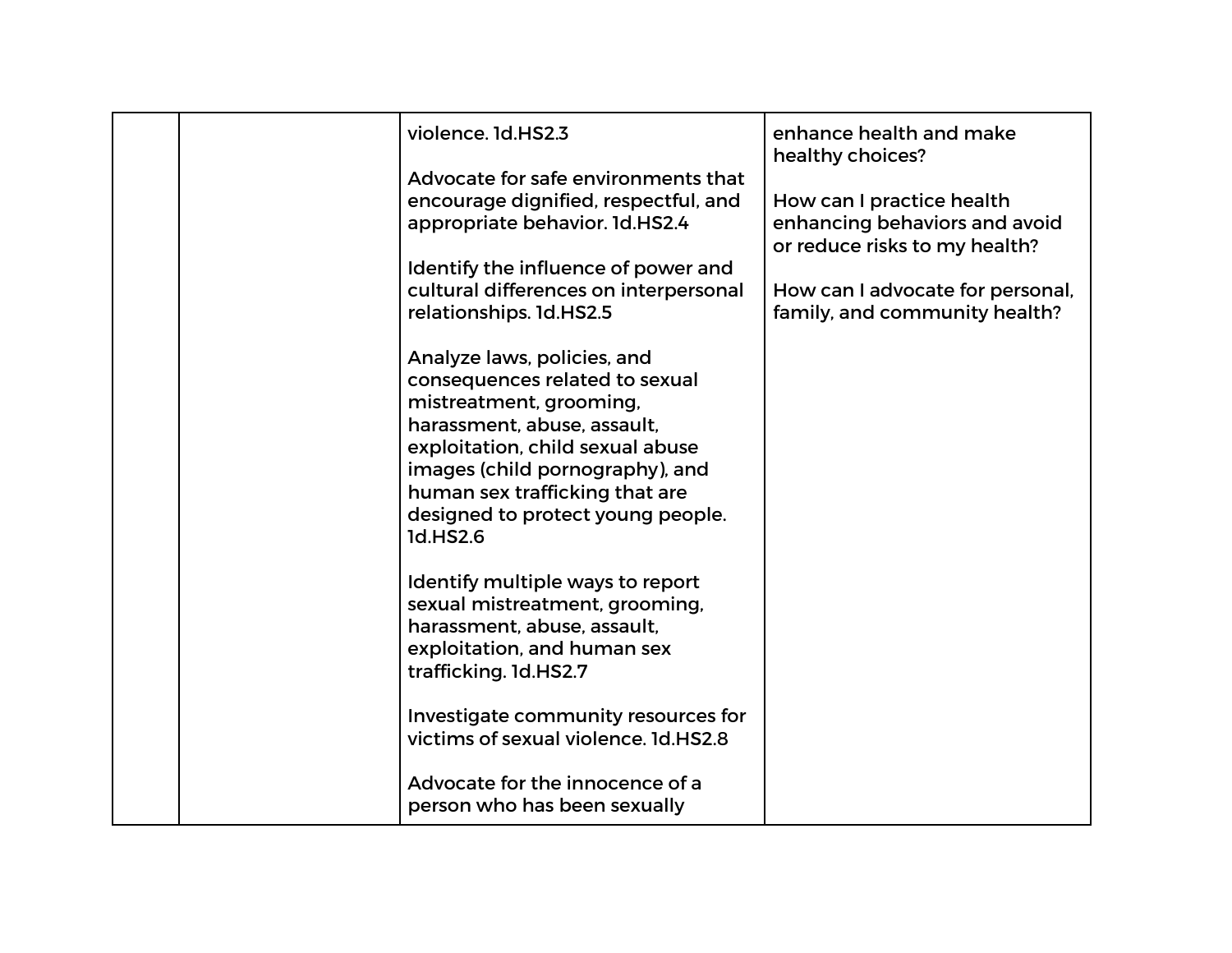| | | | |
|---|---|---|---|
| | | violence. 1d.HS2.3<br><br>Advocate for safe environments that encourage dignified, respectful, and appropriate behavior. 1d.HS2.4<br><br>Identify the influence of power and cultural differences on interpersonal relationships. 1d.HS2.5<br><br>Analyze laws, policies, and consequences related to sexual mistreatment, grooming, harassment, abuse, assault, exploitation, child sexual abuse images (child pornography), and human sex trafficking that are designed to protect young people. 1d.HS2.6<br><br>Identify multiple ways to report sexual mistreatment, grooming, harassment, abuse, assault, exploitation, and human sex trafficking. 1d.HS2.7<br><br>Investigate community resources for victims of sexual violence. 1d.HS2.8<br><br>Advocate for the innocence of a person who has been sexually | enhance health and make healthy choices?<br><br>How can I practice health enhancing behaviors and avoid or reduce risks to my health?<br><br>How can I advocate for personal, family, and community health? |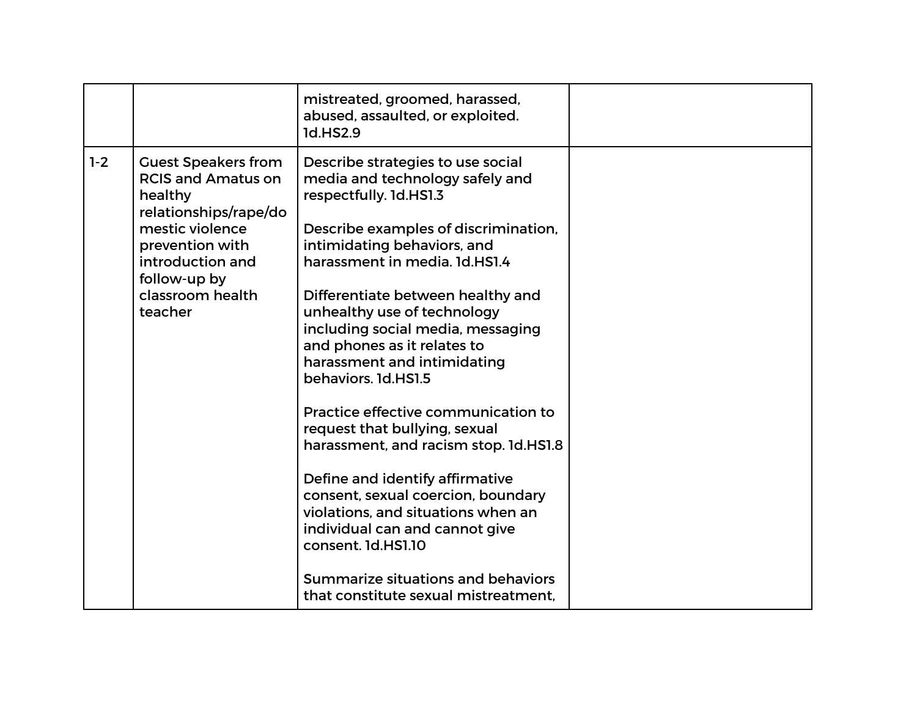| | | | |
|---|---|---|---|
| | | mistreated, groomed, harassed, abused, assaulted, or exploited. 1d.HS2.9 | |
| 1-2 | Guest Speakers from RCIS and Amatus on healthy relationships/rape/domestic violence prevention with introduction and follow-up by classroom health teacher | Describe strategies to use social media and technology safely and respectfully. 1d.HS1.3<br><br>Describe examples of discrimination, intimidating behaviors, and harassment in media. 1d.HS1.4<br><br>Differentiate between healthy and unhealthy use of technology including social media, messaging and phones as it relates to harassment and intimidating behaviors. 1d.HS1.5<br><br>Practice effective communication to request that bullying, sexual harassment, and racism stop. 1d.HS1.8<br><br>Define and identify affirmative consent, sexual coercion, boundary violations, and situations when an individual can and cannot give consent. 1d.HS1.10<br><br>Summarize situations and behaviors that constitute sexual mistreatment, | |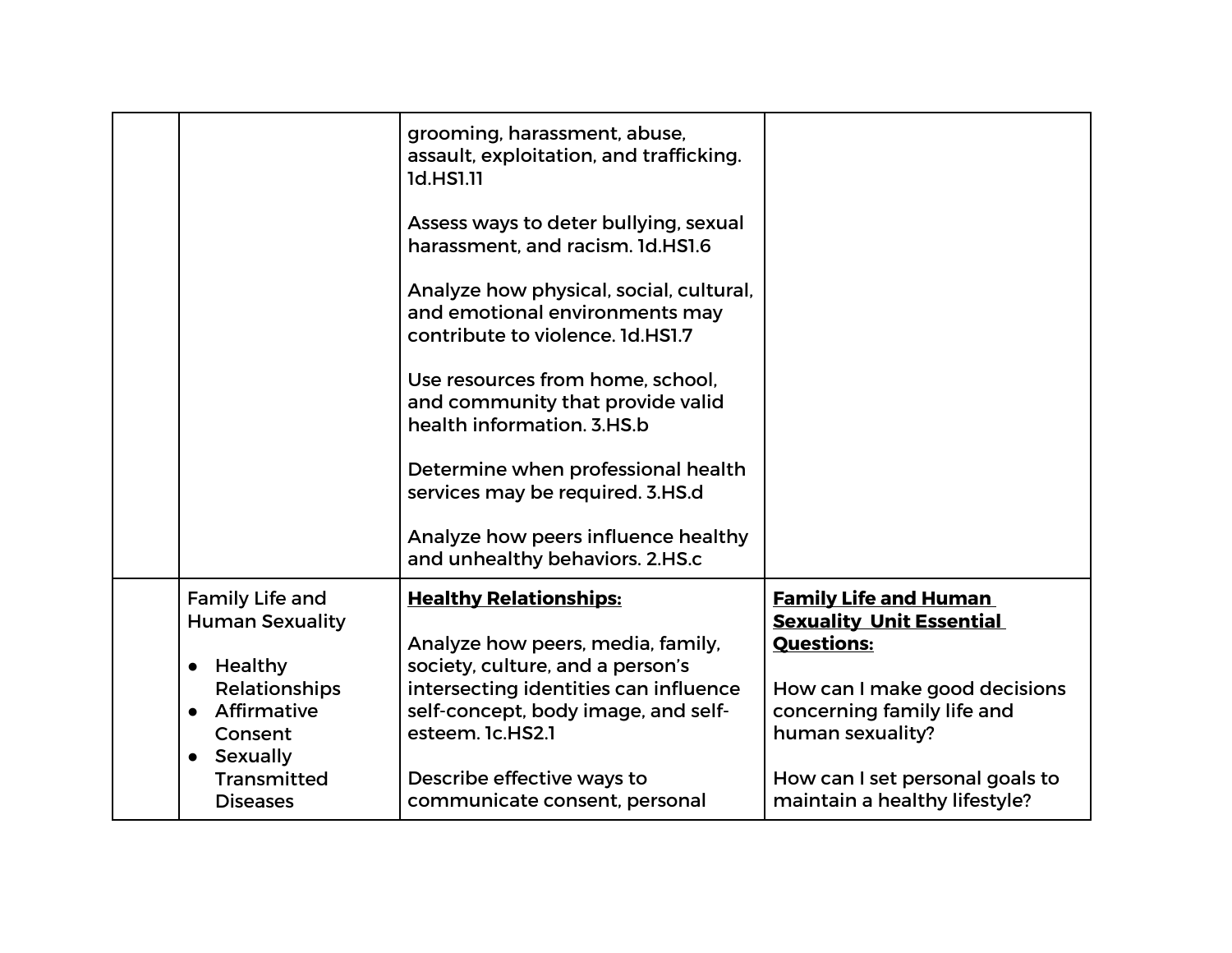| | | | |
|---|---|---|---|
| | | grooming, harassment, abuse, assault, exploitation, and trafficking. 1d.HS1.11<br><br>Assess ways to deter bullying, sexual harassment, and racism. 1d.HS1.6<br><br>Analyze how physical, social, cultural, and emotional environments may contribute to violence. 1d.HS1.7<br><br>Use resources from home, school, and community that provide valid health information. 3.HS.b<br><br>Determine when professional health services may be required. 3.HS.d<br><br>Analyze how peers influence healthy and unhealthy behaviors. 2.HS.c | |
| | Family Life and Human Sexuality<br><br>• Healthy Relationships<br>• Affirmative Consent<br>• Sexually Transmitted Diseases | **Healthy Relationships:**<br><br>Analyze how peers, media, family, society, culture, and a person's intersecting identities can influence self-concept, body image, and self-esteem. 1c.HS2.1<br><br>Describe effective ways to communicate consent, personal | **Family Life and Human Sexuality Unit Essential Questions:**<br><br>How can I make good decisions concerning family life and human sexuality?<br><br>How can I set personal goals to maintain a healthy lifestyle? |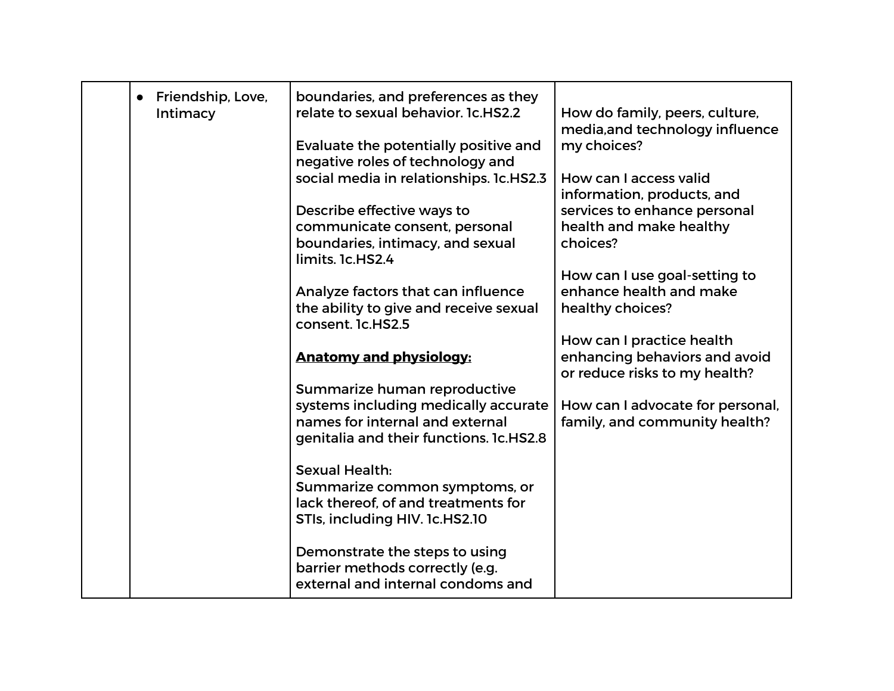| | | | |
|---|---|---|---|
| | • Friendship, Love, Intimacy | boundaries, and preferences as they relate to sexual behavior. 1c.HS2.2<br><br>Evaluate the potentially positive and negative roles of technology and social media in relationships. 1c.HS2.3<br><br>Describe effective ways to communicate consent, personal boundaries, intimacy, and sexual limits. 1c.HS2.4<br><br>Analyze factors that can influence the ability to give and receive sexual consent. 1c.HS2.5<br><br>**<u>Anatomy and physiology:</u>**<br><br>Summarize human reproductive systems including medically accurate names for internal and external genitalia and their functions. 1c.HS2.8<br><br>Sexual Health:<br>Summarize common symptoms, or lack thereof, of and treatments for STIs, including HIV. 1c.HS2.10<br><br>Demonstrate the steps to using barrier methods correctly (e.g. external and internal condoms and | How do family, peers, culture, media,and technology influence my choices?<br><br>How can I access valid information, products, and services to enhance personal health and make healthy choices?<br><br>How can I use goal-setting to enhance health and make healthy choices?<br><br>How can I practice health enhancing behaviors and avoid or reduce risks to my health?<br><br>How can I advocate for personal, family, and community health? |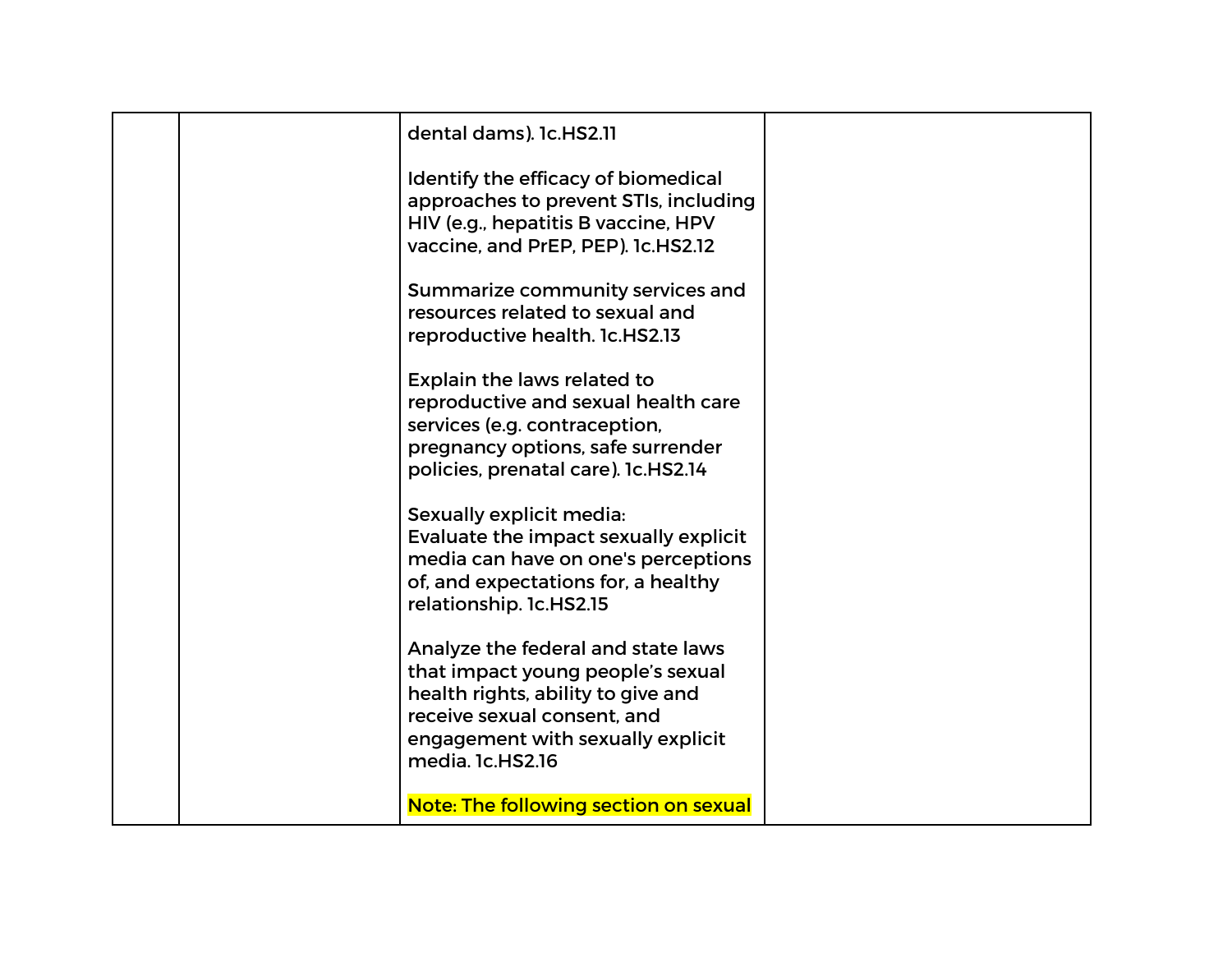| | | | |
|---|---|---|---|
| | | dental dams). 1c.HS2.11<br><br>Identify the efficacy of biomedical approaches to prevent STIs, including HIV (e.g., hepatitis B vaccine, HPV vaccine, and PrEP, PEP). 1c.HS2.12<br><br>Summarize community services and resources related to sexual and reproductive health. 1c.HS2.13<br><br>Explain the laws related to reproductive and sexual health care services (e.g. contraception, pregnancy options, safe surrender policies, prenatal care). 1c.HS2.14<br><br>Sexually explicit media:<br>Evaluate the impact sexually explicit media can have on one's perceptions of, and expectations for, a healthy relationship. 1c.HS2.15<br><br>Analyze the federal and state laws that impact young people's sexual health rights, ability to give and receive sexual consent, and engagement with sexually explicit media. 1c.HS2.16<br><br>Note: The following section on sexual | |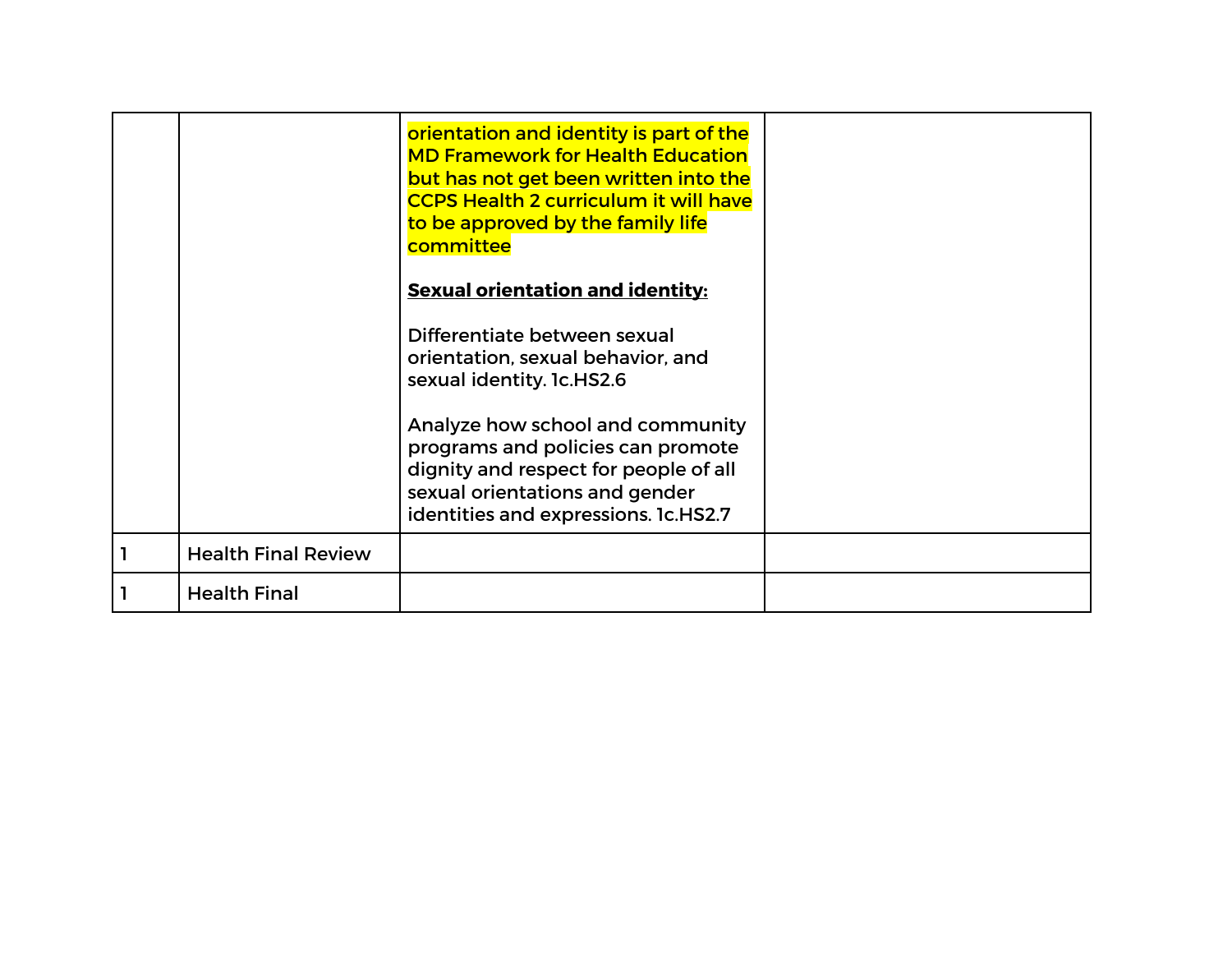| | | | |
|---|---|---|---|
| | | orientation and identity is part of the MD Framework for Health Education but has not get been written into the CCPS Health 2 curriculum it will have to be approved by the family life committee<br><br>**Sexual orientation and identity:**<br><br>Differentiate between sexual orientation, sexual behavior, and sexual identity. 1c.HS2.6<br><br>Analyze how school and community programs and policies can promote dignity and respect for people of all sexual orientations and gender identities and expressions. 1c.HS2.7 | |
| 1 | Health Final Review | | |
| 1 | Health Final | | |